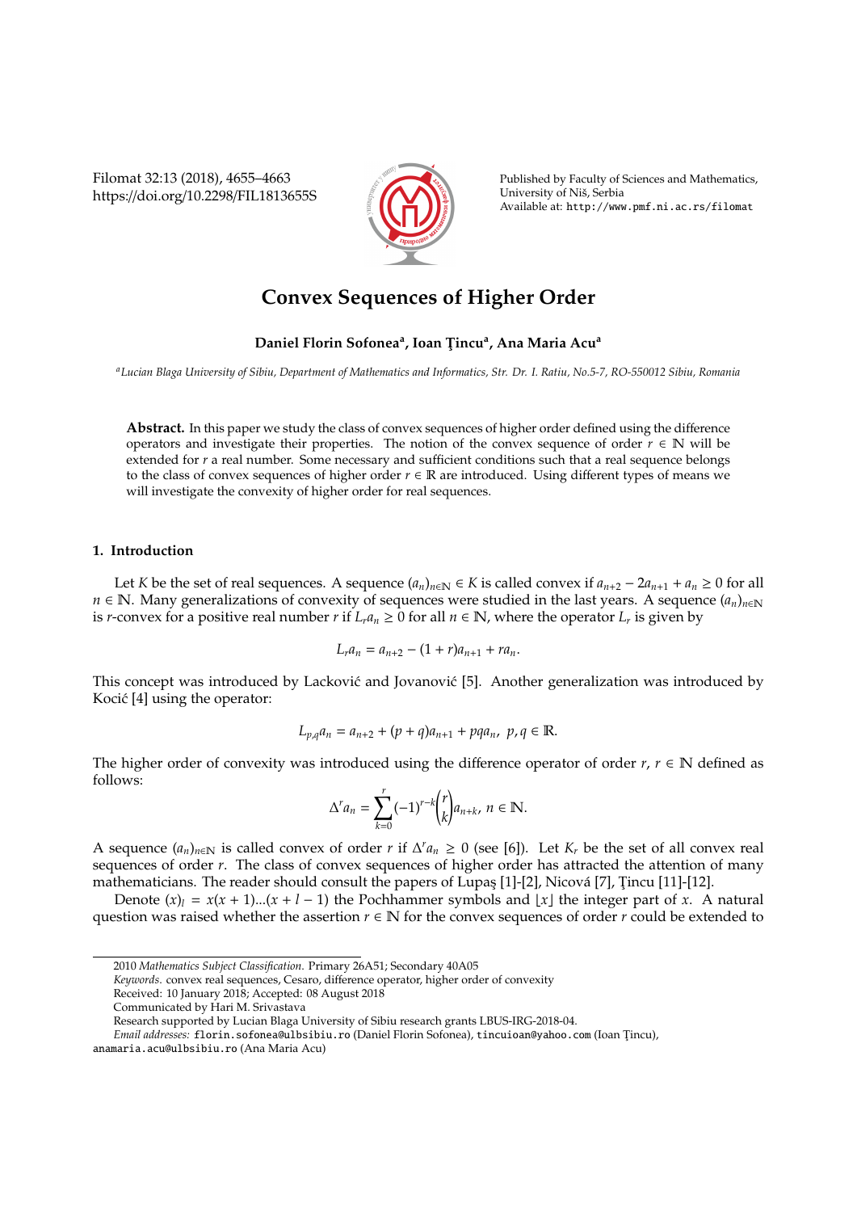# Convex Sequences of Higher Order

**Daniel Florin Sofonea[a], Ioan Ţincu[a], Ana Maria Acu[a]**

[a] *Lucian Blaga University of Sibiu, Department of Mathematics and Informatics, Str. Dr. I. Ratiu, No.5-7, RO-550012 Sibiu, Romania*

**Abstract.** In this paper we study the class of convex sequences of higher order defined using the difference operators and investigate their properties. The notion of the convex sequence of order $r \in \mathbb{N}$ will be extended for $r$ a real number. Some necessary and sufficient conditions such that a real sequence belongs to the class of convex sequences of higher order $r \in \mathbb{R}$ are introduced. Using different types of means we will investigate the convexity of higher order for real sequences.

## 1. Introduction

Let $K$ be the set of real sequences. A sequence $(a_n)_{n\in\mathbb{N}} \in K$ is called convex if $a_{n+2} - 2a_{n+1} + a_n \geq 0$ for all $n \in \mathbb{N}$. Many generalizations of convexity of sequences were studied in the last years. A sequence $(a_n)_{n\in\mathbb{N}}$ is $r$-convex for a positive real number $r$ if $L_r a_n \geq 0$ for all $n \in \mathbb{N}$, where the operator $L_r$ is given by

$$L_r a_n = a_{n+2} - (1+r)a_{n+1} + r a_n.$$

This concept was introduced by Lacković and Jovanović [5]. Another generalization was introduced by Kocić [4] using the operator:

$$L_{p,q} a_n = a_{n+2} + (p+q)a_{n+1} + pq a_n, \ p, q \in \mathbb{R}.$$

The higher order of convexity was introduced using the difference operator of order $r$, $r \in \mathbb{N}$ defined as follows:

$$\Delta^r a_n = \sum_{k=0}^{r} (-1)^{r-k} \binom{r}{k} a_{n+k}, \ n \in \mathbb{N}.$$

A sequence $(a_n)_{n\in\mathbb{N}}$ is called convex of order $r$ if $\Delta^r a_n \geq 0$ (see [6]). Let $K_r$ be the set of all convex real sequences of order $r$. The class of convex sequences of higher order has attracted the attention of many mathematicians. The reader should consult the papers of Lupaş [1]-[2], Nicová [7], Ţincu [11]-[12].

Denote $(x)_l = x(x+1)...(x+l-1)$ the Pochhammer symbols and $\lfloor x \rfloor$ the integer part of $x$. A natural question was raised whether the assertion $r \in \mathbb{N}$ for the convex sequences of order $r$ could be extended to

2010 *Mathematics Subject Classification*. Primary 26A51; Secondary 40A05

*Keywords*. convex real sequences, Cesaro, difference operator, higher order of convexity

Received: 10 January 2018; Accepted: 08 August 2018

Communicated by Hari M. Srivastava

Research supported by Lucian Blaga University of Sibiu research grants LBUS-IRG-2018-04.

*Email addresses:* florin.sofonea@ulbsibiu.ro (Daniel Florin Sofonea), tincuioan@yahoo.com (Ioan Ţincu), anamaria.acu@ulbsibiu.ro (Ana Maria Acu)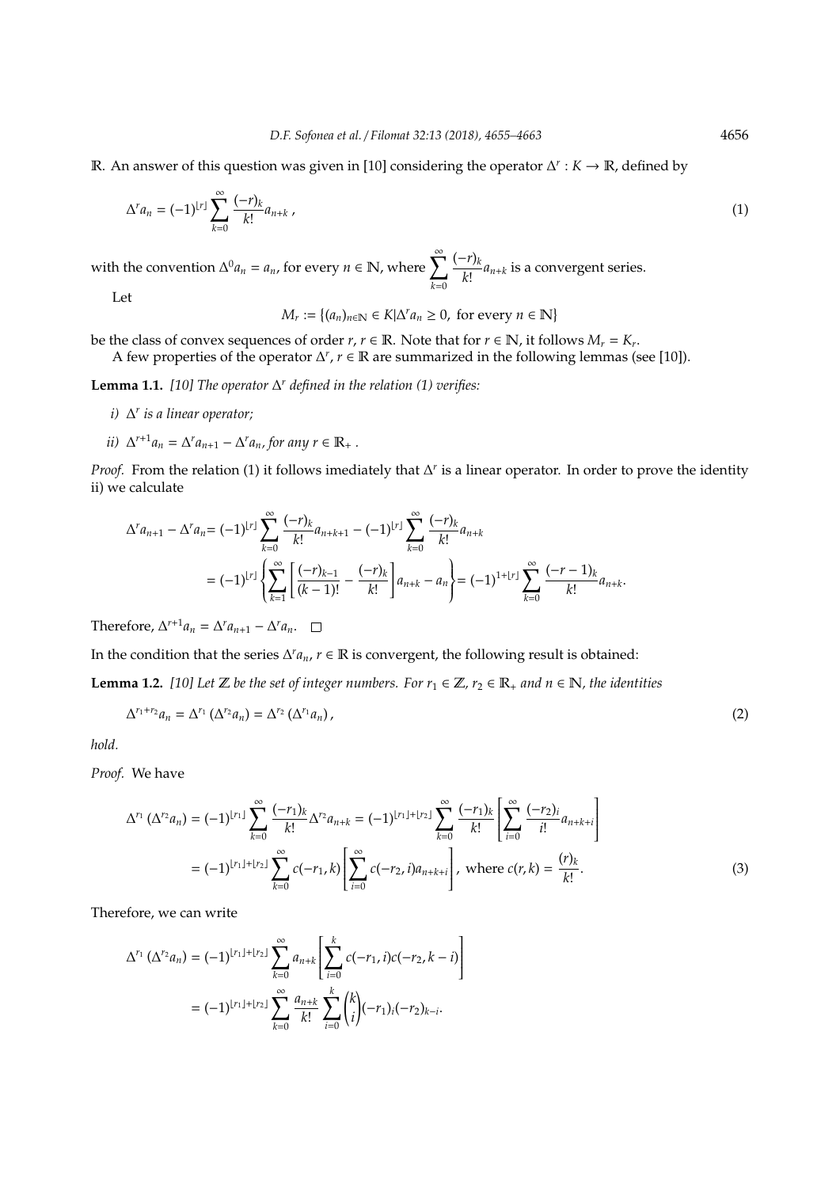$\mathbb{R}$. An answer of this question was given in [10] considering the operator $\Delta^r : K \to \mathbb{R}$, defined by

$$\Delta^r a_n = (-1)^{\lfloor r \rfloor} \sum_{k=0}^{\infty} \frac{(-r)_k}{k!} a_{n+k} \,, \tag{1}$$

with the convention $\Delta^0 a_n = a_n$, for every $n \in \mathbb{N}$, where $\sum_{k=0}^{\infty} \frac{(-r)_k}{k!} a_{n+k}$ is a convergent series.

Let

$$M_r := \{(a_n)_{n\in\mathbb{N}} \in K | \Delta^r a_n \geq 0, \text{ for every } n \in \mathbb{N}\}$$

be the class of convex sequences of order $r$, $r \in \mathbb{R}$. Note that for $r \in \mathbb{N}$, it follows $M_r = K_r$.

A few properties of the operator $\Delta^r$, $r \in \mathbb{R}$ are summarized in the following lemmas (see [10]).

**Lemma 1.1.** *[10] The operator $\Delta^r$ defined in the relation (1) verifies:*

*i) $\Delta^r$ is a linear operator;*

*ii) $\Delta^{r+1} a_n = \Delta^r a_{n+1} - \Delta^r a_n$, for any $r \in \mathbb{R}_+$ .*

*Proof.* From the relation (1) it follows imediately that $\Delta^r$ is a linear operator. In order to prove the identity ii) we calculate

$$\begin{aligned}
\Delta^r a_{n+1} - \Delta^r a_n &= (-1)^{\lfloor r \rfloor} \sum_{k=0}^{\infty} \frac{(-r)_k}{k!} a_{n+k+1} - (-1)^{\lfloor r \rfloor} \sum_{k=0}^{\infty} \frac{(-r)_k}{k!} a_{n+k} \\
&= (-1)^{\lfloor r \rfloor} \left\{ \sum_{k=1}^{\infty} \left[ \frac{(-r)_{k-1}}{(k-1)!} - \frac{(-r)_k}{k!} \right] a_{n+k} - a_n \right\} = (-1)^{1+\lfloor r \rfloor} \sum_{k=0}^{\infty} \frac{(-r-1)_k}{k!} a_{n+k}.
\end{aligned}$$

Therefore, $\Delta^{r+1} a_n = \Delta^r a_{n+1} - \Delta^r a_n$. $\square$

In the condition that the series $\Delta^r a_n$, $r \in \mathbb{R}$ is convergent, the following result is obtained:

**Lemma 1.2.** *[10] Let $\mathbb{Z}$ be the set of integer numbers. For $r_1 \in \mathbb{Z}$, $r_2 \in \mathbb{R}_+$ and $n \in \mathbb{N}$, the identities*

$$\Delta^{r_1+r_2} a_n = \Delta^{r_1} \left(\Delta^{r_2} a_n\right) = \Delta^{r_2} \left(\Delta^{r_1} a_n\right), \tag{2}$$

*hold.*

*Proof.* We have

$$\begin{aligned}
\Delta^{r_1} \left(\Delta^{r_2} a_n\right) &= (-1)^{\lfloor r_1 \rfloor} \sum_{k=0}^{\infty} \frac{(-r_1)_k}{k!} \Delta^{r_2} a_{n+k} = (-1)^{\lfloor r_1 \rfloor + \lfloor r_2 \rfloor} \sum_{k=0}^{\infty} \frac{(-r_1)_k}{k!} \left[ \sum_{i=0}^{\infty} \frac{(-r_2)_i}{i!} a_{n+k+i} \right] \\
&= (-1)^{\lfloor r_1 \rfloor + \lfloor r_2 \rfloor} \sum_{k=0}^{\infty} c(-r_1, k) \left[ \sum_{i=0}^{\infty} c(-r_2, i) a_{n+k+i} \right], \text{ where } c(r, k) = \frac{(r)_k}{k!}.
\end{aligned} \tag{3}$$

Therefore, we can write

$$\begin{aligned}
\Delta^{r_1} \left(\Delta^{r_2} a_n\right) &= (-1)^{\lfloor r_1 \rfloor + \lfloor r_2 \rfloor} \sum_{k=0}^{\infty} a_{n+k} \left[ \sum_{i=0}^{k} c(-r_1, i) c(-r_2, k-i) \right] \\
&= (-1)^{\lfloor r_1 \rfloor + \lfloor r_2 \rfloor} \sum_{k=0}^{\infty} \frac{a_{n+k}}{k!} \sum_{i=0}^{k} \binom{k}{i} (-r_1)_i (-r_2)_{k-i}.
\end{aligned}$$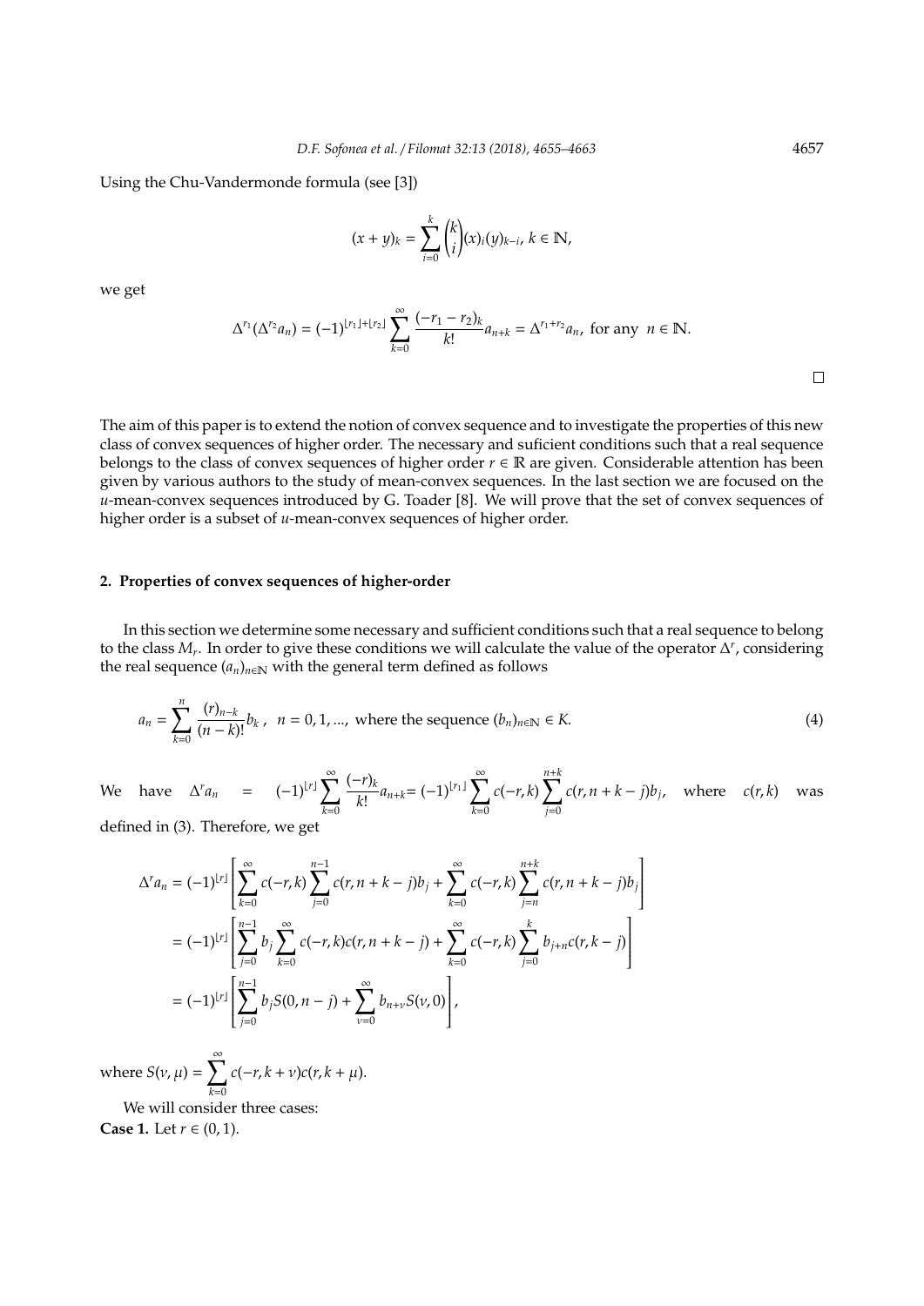Using the Chu-Vandermonde formula (see [3])

$$(x+y)_k = \sum_{i=0}^{k} \binom{k}{i} (x)_i (y)_{k-i},\ k \in \mathbb{N},$$

we get

$$\Delta^{r_1}(\Delta^{r_2} a_n) = (-1)^{\lfloor r_1 \rfloor + \lfloor r_2 \rfloor} \sum_{k=0}^{\infty} \frac{(-r_1 - r_2)_k}{k!} a_{n+k} = \Delta^{r_1 + r_2} a_n, \text{ for any } n \in \mathbb{N}.$$

□

The aim of this paper is to extend the notion of convex sequence and to investigate the properties of this new class of convex sequences of higher order. The necessary and suficient conditions such that a real sequence belongs to the class of convex sequences of higher order $r \in \mathbb{R}$ are given. Considerable attention has been given by various authors to the study of mean-convex sequences. In the last section we are focused on the $u$-mean-convex sequences introduced by G. Toader [8]. We will prove that the set of convex sequences of higher order is a subset of $u$-mean-convex sequences of higher order.

## 2. Properties of convex sequences of higher-order

In this section we determine some necessary and sufficient conditions such that a real sequence to belong to the class $M_r$. In order to give these conditions we will calculate the value of the operator $\Delta^r$, considering the real sequence $(a_n)_{n \in \mathbb{N}}$ with the general term defined as follows

$$a_n = \sum_{k=0}^{n} \frac{(r)_{n-k}}{(n-k)!} b_k\ ,\ \ n = 0, 1, ...,\ \text{where the sequence } (b_n)_{n \in \mathbb{N}} \in K. \tag{4}$$

We have $\Delta^r a_n = (-1)^{\lfloor r \rfloor} \sum_{k=0}^{\infty} \frac{(-r)_k}{k!} a_{n+k} = (-1)^{\lfloor r_1 \rfloor} \sum_{k=0}^{\infty} c(-r, k) \sum_{j=0}^{n+k} c(r, n+k-j) b_j$, where $c(r, k)$ was defined in (3). Therefore, we get

$$\begin{aligned}
\Delta^r a_n &= (-1)^{\lfloor r \rfloor} \left[ \sum_{k=0}^{\infty} c(-r, k) \sum_{j=0}^{n-1} c(r, n+k-j) b_j + \sum_{k=0}^{\infty} c(-r, k) \sum_{j=n}^{n+k} c(r, n+k-j) b_j \right] \\
&= (-1)^{\lfloor r \rfloor} \left[ \sum_{j=0}^{n-1} b_j \sum_{k=0}^{\infty} c(-r, k) c(r, n+k-j) + \sum_{k=0}^{\infty} c(-r, k) \sum_{j=0}^{k} b_{j+n} c(r, k-j) \right] \\
&= (-1)^{\lfloor r \rfloor} \left[ \sum_{j=0}^{n-1} b_j S(0, n-j) + \sum_{\nu=0}^{\infty} b_{n+\nu} S(\nu, 0) \right],
\end{aligned}$$

where $S(\nu, \mu) = \sum_{k=0}^{\infty} c(-r, k+\nu) c(r, k+\mu)$.

We will consider three cases:

**Case 1.** Let $r \in (0, 1)$.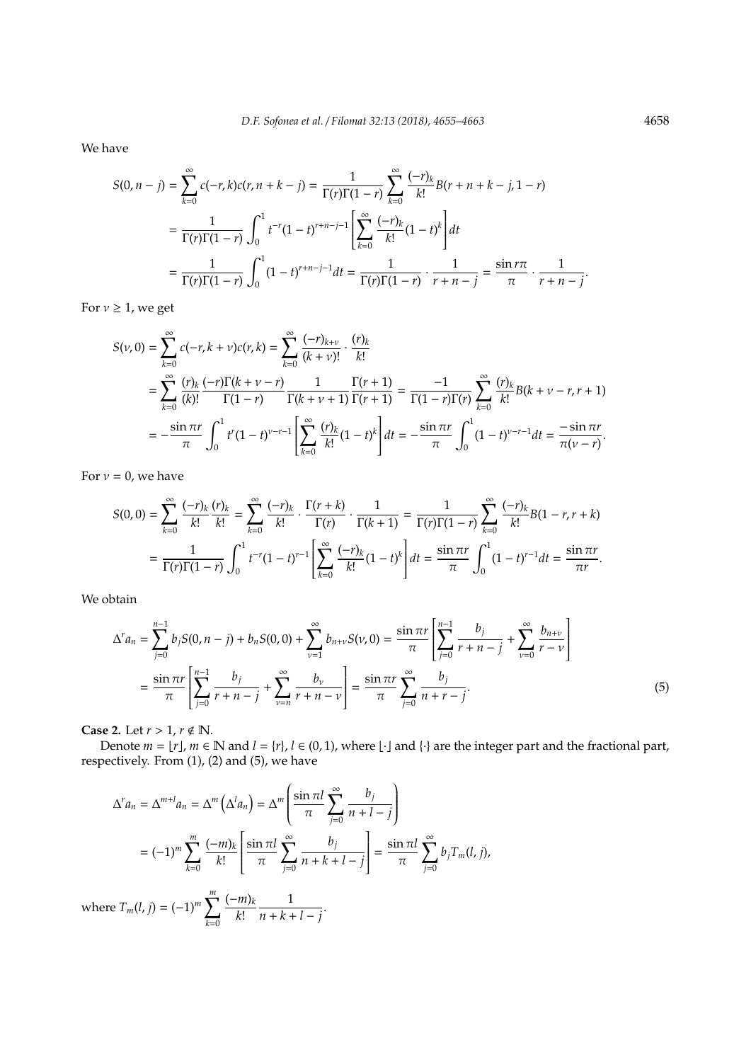We have

$$
\begin{aligned}
S(0, n-j) &= \sum_{k=0}^{\infty} c(-r,k)c(r,n+k-j) = \frac{1}{\Gamma(r)\Gamma(1-r)} \sum_{k=0}^{\infty} \frac{(-r)_k}{k!} B(r+n+k-j, 1-r) \\
&= \frac{1}{\Gamma(r)\Gamma(1-r)} \int_0^1 t^{-r}(1-t)^{r+n-j-1} \left[ \sum_{k=0}^{\infty} \frac{(-r)_k}{k!}(1-t)^k \right] dt \\
&= \frac{1}{\Gamma(r)\Gamma(1-r)} \int_0^1 (1-t)^{r+n-j-1} dt = \frac{1}{\Gamma(r)\Gamma(1-r)} \cdot \frac{1}{r+n-j} = \frac{\sin r\pi}{\pi} \cdot \frac{1}{r+n-j}.
\end{aligned}
$$

For $\nu \geq 1$, we get

$$
\begin{aligned}
S(\nu, 0) &= \sum_{k=0}^{\infty} c(-r, k+\nu)c(r,k) = \sum_{k=0}^{\infty} \frac{(-r)_{k+\nu}}{(k+\nu)!} \cdot \frac{(r)_k}{k!} \\
&= \sum_{k=0}^{\infty} \frac{(r)_k}{(k)!} \frac{(-r)\Gamma(k+\nu-r)}{\Gamma(1-r)} \frac{1}{\Gamma(k+\nu+1)} \frac{\Gamma(r+1)}{\Gamma(r+1)} = \frac{-1}{\Gamma(1-r)\Gamma(r)} \sum_{k=0}^{\infty} \frac{(r)_k}{k!} B(k+\nu-r, r+1) \\
&= -\frac{\sin \pi r}{\pi} \int_0^1 t^r (1-t)^{\nu-r-1} \left[ \sum_{k=0}^{\infty} \frac{(r)_k}{k!}(1-t)^k \right] dt = -\frac{\sin \pi r}{\pi} \int_0^1 (1-t)^{\nu-r-1} dt = \frac{-\sin \pi r}{\pi(\nu-r)}.
\end{aligned}
$$

For $\nu = 0$, we have

$$
\begin{aligned}
S(0,0) &= \sum_{k=0}^{\infty} \frac{(-r)_k}{k!} \frac{(r)_k}{k!} = \sum_{k=0}^{\infty} \frac{(-r)_k}{k!} \cdot \frac{\Gamma(r+k)}{\Gamma(r)} \cdot \frac{1}{\Gamma(k+1)} = \frac{1}{\Gamma(r)\Gamma(1-r)} \sum_{k=0}^{\infty} \frac{(-r)_k}{k!} B(1-r, r+k) \\
&= \frac{1}{\Gamma(r)\Gamma(1-r)} \int_0^1 t^{-r}(1-t)^{r-1} \left[ \sum_{k=0}^{\infty} \frac{(-r)_k}{k!}(1-t)^k \right] dt = \frac{\sin \pi r}{\pi} \int_0^1 (1-t)^{r-1} dt = \frac{\sin \pi r}{\pi r}.
\end{aligned}
$$

We obtain

$$
\begin{aligned}
\Delta^r a_n &= \sum_{j=0}^{n-1} b_j S(0, n-j) + b_n S(0,0) + \sum_{\nu=1}^{\infty} b_{n+\nu} S(\nu, 0) = \frac{\sin \pi r}{\pi} \left[ \sum_{j=0}^{n-1} \frac{b_j}{r+n-j} + \sum_{\nu=0}^{\infty} \frac{b_{n+\nu}}{r-\nu} \right] \\
&= \frac{\sin \pi r}{\pi} \left[ \sum_{j=0}^{n-1} \frac{b_j}{r+n-j} + \sum_{\nu=n}^{\infty} \frac{b_\nu}{r+n-\nu} \right] = \frac{\sin \pi r}{\pi} \sum_{j=0}^{\infty} \frac{b_j}{n+r-j}. \qquad (5)
\end{aligned}
$$

**Case 2.** Let $r > 1$, $r \notin \mathbb{N}$.

Denote $m = \lfloor r \rfloor$, $m \in \mathbb{N}$ and $l = \{r\}$, $l \in (0,1)$, where $\lfloor \cdot \rfloor$ and $\{\cdot\}$ are the integer part and the fractional part, respectively. From (1), (2) and (5), we have

$$
\begin{aligned}
\Delta^r a_n &= \Delta^{m+l} a_n = \Delta^m \left( \Delta^l a_n \right) = \Delta^m \left( \frac{\sin \pi l}{\pi} \sum_{j=0}^{\infty} \frac{b_j}{n+l-j} \right) \\
&= (-1)^m \sum_{k=0}^{m} \frac{(-m)_k}{k!} \left[ \frac{\sin \pi l}{\pi} \sum_{j=0}^{\infty} \frac{b_j}{n+k+l-j} \right] = \frac{\sin \pi l}{\pi} \sum_{j=0}^{\infty} b_j T_m(l,j),
\end{aligned}
$$

where $T_m(l,j) = (-1)^m \sum_{k=0}^{m} \frac{(-m)_k}{k!} \frac{1}{n+k+l-j}$.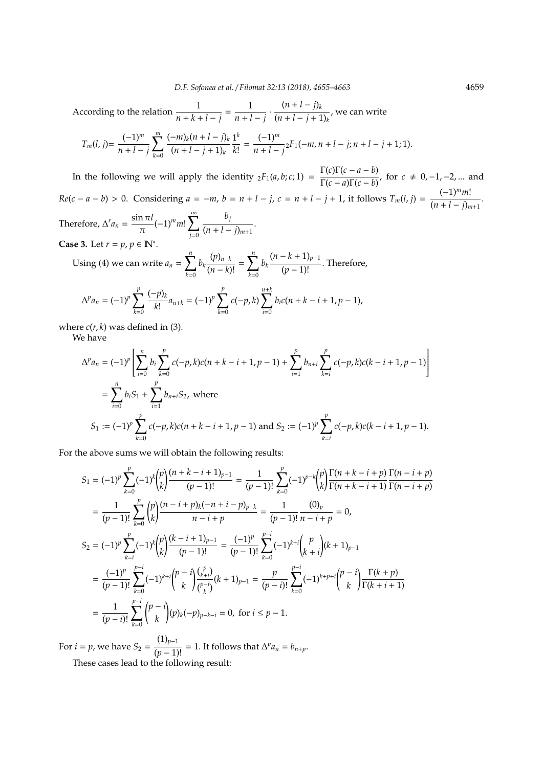According to the relation $\dfrac{1}{n+k+l-j} = \dfrac{1}{n+l-j} \cdot \dfrac{(n+l-j)_k}{(n+l-j+1)_k}$, we can write

$$T_m(l,j) = \frac{(-1)^m}{n+l-j} \sum_{k=0}^{m} \frac{(-m)_k (n+l-j)_k}{(n+l-j+1)_k} \frac{1^k}{k!} = \frac{(-1)^m}{n+l-j} {}_2F_1(-m, n+l-j; n+l-j+1; 1).$$

In the following we will apply the identity ${}_2F_1(a,b;c;1) = \dfrac{\Gamma(c)\Gamma(c-a-b)}{\Gamma(c-a)\Gamma(c-b)}$, for $c \neq 0, -1, -2, \ldots$ and $Re(c-a-b) > 0$. Considering $a = -m$, $b = n+l-j$, $c = n+l-j+1$, it follows $T_m(l,j) = \dfrac{(-1)^m m!}{(n+l-j)_{m+1}}$.

Therefore, $\Delta^r a_n = \dfrac{\sin \pi l}{\pi} (-1)^m m! \displaystyle\sum_{j=0}^{\infty} \dfrac{b_j}{(n+l-j)_{m+1}}$.

**Case 3.** Let $r = p$, $p \in \mathbb{N}^*$.

Using (4) we can write $a_n = \displaystyle\sum_{k=0}^{n} b_k \dfrac{(p)_{n-k}}{(n-k)!} = \sum_{k=0}^{n} b_k \dfrac{(n-k+1)_{p-1}}{(p-1)!}$. Therefore,

$$\Delta^p a_n = (-1)^p \sum_{k=0}^{p} \frac{(-p)_k}{k!} a_{n+k} = (-1)^p \sum_{k=0}^{p} c(-p,k) \sum_{i=0}^{n+k} b_i c(n+k-i+1, p-1),$$

where $c(r,k)$ was defined in (3).

We have

$$\Delta^p a_n = (-1)^p \left[ \sum_{i=0}^{n} b_i \sum_{k=0}^{p} c(-p,k) c(n+k-i+1, p-1) + \sum_{i=1}^{p} b_{n+i} \sum_{k=i}^{p} c(-p,k) c(k-i+1, p-1) \right]$$

$$= \sum_{i=0}^{n} b_i S_1 + \sum_{i=1}^{p} b_{n+i} S_2, \text{ where}$$

$$S_1 := (-1)^p \sum_{k=0}^{p} c(-p,k) c(n+k-i+1, p-1) \text{ and } S_2 := (-1)^p \sum_{k=i}^{p} c(-p,k) c(k-i+1, p-1).$$

For the above sums we will obtain the following results:

$$S_1 = (-1)^p \sum_{k=0}^{p} (-1)^k \binom{p}{k} \frac{(n+k-i+1)_{p-1}}{(p-1)!} = \frac{1}{(p-1)!} \sum_{k=0}^{p} (-1)^{p-k} \binom{p}{k} \frac{\Gamma(n+k-i+p)}{\Gamma(n+k-i+1)} \frac{\Gamma(n-i+p)}{\Gamma(n-i+p)}$$

$$= \frac{1}{(p-1)!} \sum_{k=0}^{p} \binom{p}{k} \frac{(n-i+p)_k (-n+i-p)_{p-k}}{n-i+p} = \frac{1}{(p-1)!} \frac{(0)_p}{n-i+p} = 0,$$

$$S_2 = (-1)^p \sum_{k=i}^{p} (-1)^k \binom{p}{k} \frac{(k-i+1)_{p-1}}{(p-1)!} = \frac{(-1)^p}{(p-1)!} \sum_{k=0}^{p-i} (-1)^{k+i} \binom{p}{k+i} (k+1)_{p-1}$$

$$= \frac{(-1)^p}{(p-1)!} \sum_{k=0}^{p-i} (-1)^{k+i} \binom{p-i}{k} \frac{\binom{p}{k+i}}{\binom{p-i}{k}} (k+1)_{p-1} = \frac{p}{(p-i)!} \sum_{k=0}^{p-i} (-1)^{k+p+i} \binom{p-i}{k} \frac{\Gamma(k+p)}{\Gamma(k+i+1)}$$

$$= \frac{1}{(p-i)!} \sum_{k=0}^{p-i} \binom{p-i}{k} (p)_k (-p)_{p-k-i} = 0, \text{ for } i \leq p-1.$$

For $i = p$, we have $S_2 = \dfrac{(1)_{p-1}}{(p-1)!} = 1$. It follows that $\Delta^p a_n = b_{n+p}$.

These cases lead to the following result: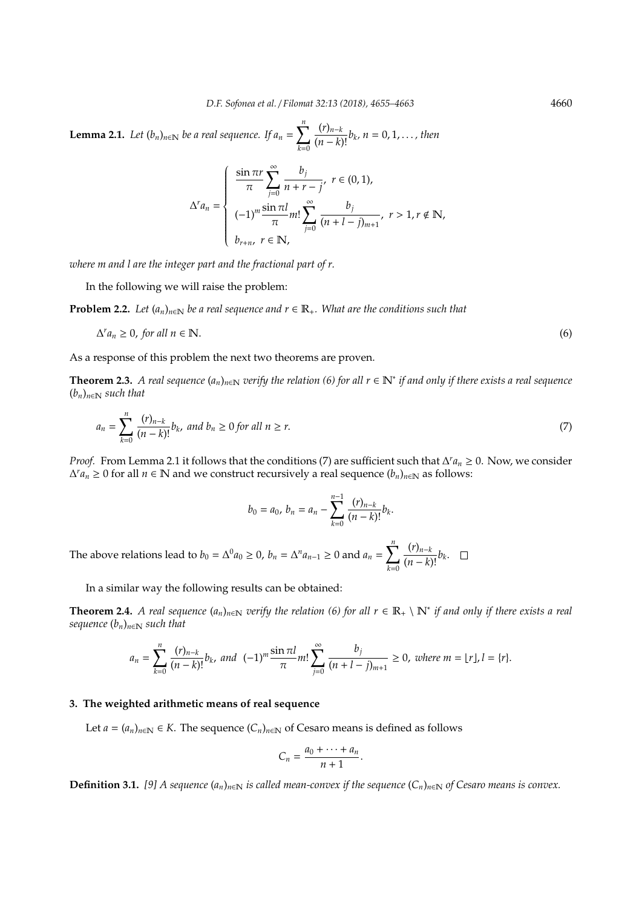**Lemma 2.1.** *Let $(b_n)_{n\in\mathbb{N}}$ be a real sequence. If $a_n = \sum_{k=0}^{n} \frac{(r)_{n-k}}{(n-k)!} b_k$, $n = 0, 1, \dots$, then*

$$\Delta^r a_n = \begin{cases} \dfrac{\sin \pi r}{\pi} \displaystyle\sum_{j=0}^{\infty} \frac{b_j}{n + r - j}, & r \in (0, 1), \\ (-1)^m \dfrac{\sin \pi l}{\pi} m! \displaystyle\sum_{j=0}^{\infty} \frac{b_j}{(n + l - j)_{m+1}}, & r > 1, r \notin \mathbb{N}, \\ b_{r+n}, & r \in \mathbb{N}, \end{cases}$$

*where $m$ and $l$ are the integer part and the fractional part of $r$.*

In the following we will raise the problem:

**Problem 2.2.** *Let $(a_n)_{n\in\mathbb{N}}$ be a real sequence and $r \in \mathbb{R}_+$. What are the conditions such that*

$$\Delta^r a_n \geq 0, \text{ for all } n \in \mathbb{N}. \tag{6}$$

As a response of this problem the next two theorems are proven.

**Theorem 2.3.** *A real sequence $(a_n)_{n\in\mathbb{N}}$ verify the relation (6) for all $r \in \mathbb{N}^*$ if and only if there exists a real sequence $(b_n)_{n\in\mathbb{N}}$ such that*

$$a_n = \sum_{k=0}^{n} \frac{(r)_{n-k}}{(n-k)!} b_k, \text{ and } b_n \geq 0 \text{ for all } n \geq r. \tag{7}$$

*Proof.* From Lemma 2.1 it follows that the conditions (7) are sufficient such that $\Delta^r a_n \geq 0$. Now, we consider $\Delta^r a_n \geq 0$ for all $n \in \mathbb{N}$ and we construct recursively a real sequence $(b_n)_{n\in\mathbb{N}}$ as follows:

$$b_0 = a_0, \; b_n = a_n - \sum_{k=0}^{n-1} \frac{(r)_{n-k}}{(n-k)!} b_k.$$

The above relations lead to $b_0 = \Delta^0 a_0 \geq 0$, $b_n = \Delta^n a_{n-1} \geq 0$ and $a_n = \sum_{k=0}^{n} \frac{(r)_{n-k}}{(n-k)!} b_k$. □

In a similar way the following results can be obtained:

**Theorem 2.4.** *A real sequence $(a_n)_{n\in\mathbb{N}}$ verify the relation (6) for all $r \in \mathbb{R}_+ \setminus \mathbb{N}^*$ if and only if there exists a real sequence $(b_n)_{n\in\mathbb{N}}$ such that*

$$a_n = \sum_{k=0}^{n} \frac{(r)_{n-k}}{(n-k)!} b_k, \text{ and } (-1)^m \frac{\sin \pi l}{\pi} m! \sum_{j=0}^{\infty} \frac{b_j}{(n + l - j)_{m+1}} \geq 0, \text{ where } m = \lfloor r \rfloor, l = \{r\}.$$

## 3. The weighted arithmetic means of real sequence

Let $a = (a_n)_{n\in\mathbb{N}} \in K$. The sequence $(C_n)_{n\in\mathbb{N}}$ of Cesaro means is defined as follows

$$C_n = \frac{a_0 + \dots + a_n}{n + 1}.$$

**Definition 3.1.** *[9] A sequence $(a_n)_{n\in\mathbb{N}}$ is called mean-convex if the sequence $(C_n)_{n\in\mathbb{N}}$ of Cesaro means is convex.*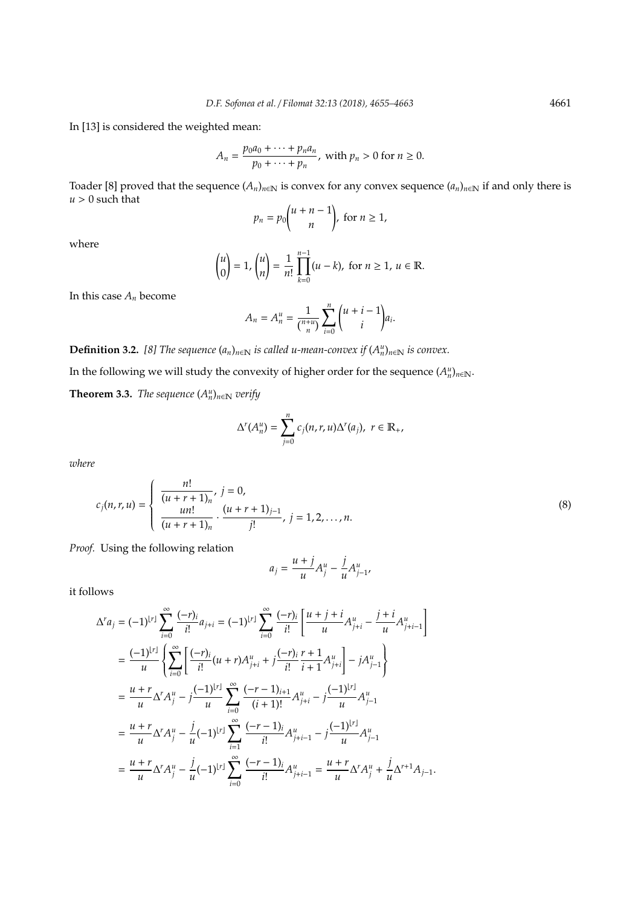In [13] is considered the weighted mean:

$$A_n = \frac{p_0 a_0 + \cdots + p_n a_n}{p_0 + \cdots + p_n}, \text{ with } p_n > 0 \text{ for } n \geq 0.$$

Toader [8] proved that the sequence $(A_n)_{n \in \mathbb{N}}$ is convex for any convex sequence $(a_n)_{n \in \mathbb{N}}$ if and only there is $u > 0$ such that

$$p_n = p_0 \binom{u+n-1}{n}, \text{ for } n \geq 1,$$

where

$$\binom{u}{0} = 1, \binom{u}{n} = \frac{1}{n!} \prod_{k=0}^{n-1} (u-k), \text{ for } n \geq 1, u \in \mathbb{R}.$$

In this case $A_n$ become

$$A_n = A_n^u = \frac{1}{\binom{n+u}{n}} \sum_{i=0}^{n} \binom{u+i-1}{i} a_i.$$

**Definition 3.2.** *[8] The sequence $(a_n)_{n \in \mathbb{N}}$ is called u-mean-convex if $(A_n^u)_{n \in \mathbb{N}}$ is convex.*

In the following we will study the convexity of higher order for the sequence $(A_n^u)_{n \in \mathbb{N}}$.

**Theorem 3.3.** *The sequence $(A_n^u)_{n \in \mathbb{N}}$ verify*

$$\Delta^r(A_n^u) = \sum_{j=0}^{n} c_j(n,r,u) \Delta^r(a_j), \ r \in \mathbb{R}_+,$$

*where*

$$c_j(n,r,u) = \begin{cases} \dfrac{n!}{(u+r+1)_n}, \ j = 0, \\ \dfrac{un!}{(u+r+1)_n} \cdot \dfrac{(u+r+1)_{j-1}}{j!}, \ j = 1, 2, \ldots, n. \end{cases} \tag{8}$$

*Proof.* Using the following relation

$$a_j = \frac{u+j}{u} A_j^u - \frac{j}{u} A_{j-1}^u,$$

it follows

$$\begin{aligned}
\Delta^r a_j &= (-1)^{\lfloor r \rfloor} \sum_{i=0}^{\infty} \frac{(-r)_i}{i!} a_{j+i} = (-1)^{\lfloor r \rfloor} \sum_{i=0}^{\infty} \frac{(-r)_i}{i!} \left[ \frac{u+j+i}{u} A_{j+i}^u - \frac{j+i}{u} A_{j+i-1}^u \right] \\
&= \frac{(-1)^{\lfloor r \rfloor}}{u} \left\{ \sum_{i=0}^{\infty} \left[ \frac{(-r)_i}{i!} (u+r) A_{j+i}^u + j \frac{(-r)_i}{i!} \frac{r+1}{i+1} A_{j+i}^u \right] - j A_{j-1}^u \right\} \\
&= \frac{u+r}{u} \Delta^r A_j^u - j \frac{(-1)^{\lfloor r \rfloor}}{u} \sum_{i=0}^{\infty} \frac{(-r-1)_{i+1}}{(i+1)!} A_{j+i}^u - j \frac{(-1)^{\lfloor r \rfloor}}{u} A_{j-1}^u \\
&= \frac{u+r}{u} \Delta^r A_j^u - \frac{j}{u} (-1)^{\lfloor r \rfloor} \sum_{i=1}^{\infty} \frac{(-r-1)_i}{i!} A_{j+i-1}^u - j \frac{(-1)^{\lfloor r \rfloor}}{u} A_{j-1}^u \\
&= \frac{u+r}{u} \Delta^r A_j^u - \frac{j}{u} (-1)^{\lfloor r \rfloor} \sum_{i=0}^{\infty} \frac{(-r-1)_i}{i!} A_{j+i-1}^u = \frac{u+r}{u} \Delta^r A_j^u + \frac{j}{u} \Delta^{r+1} A_{j-1}.
\end{aligned}$$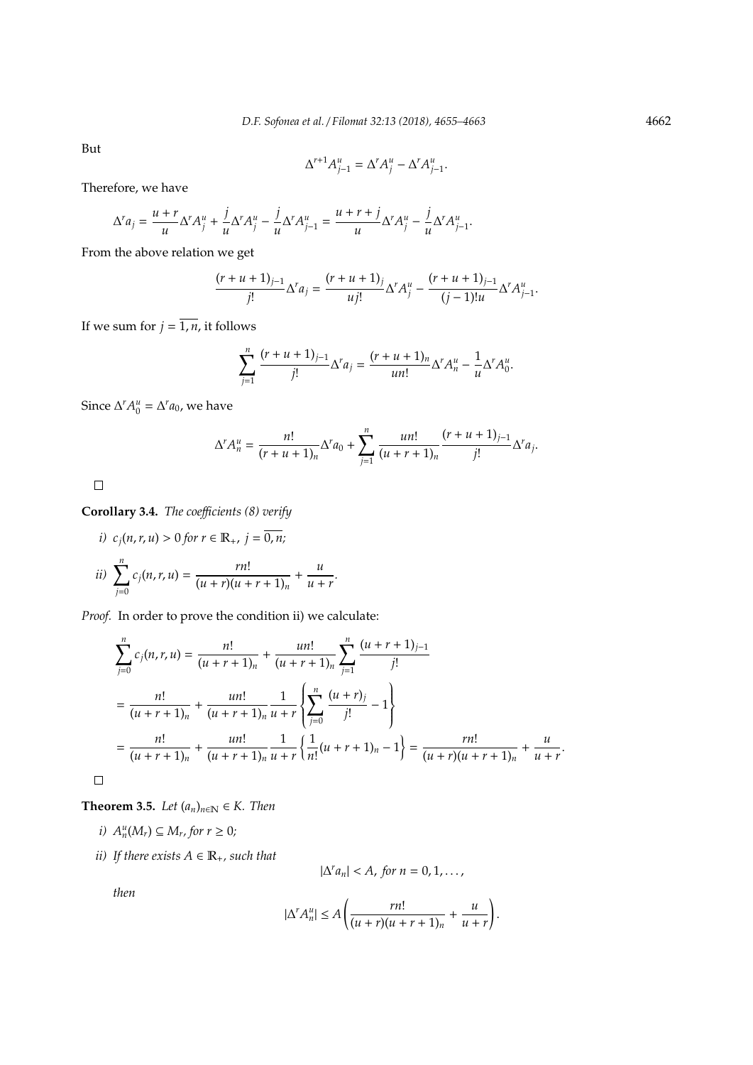But

$$\Delta^{r+1}A_{j-1}^u = \Delta^r A_j^u - \Delta^r A_{j-1}^u.$$

Therefore, we have

$$\Delta^r a_j = \frac{u+r}{u}\Delta^r A_j^u + \frac{j}{u}\Delta^r A_j^u - \frac{j}{u}\Delta^r A_{j-1}^u = \frac{u+r+j}{u}\Delta^r A_j^u - \frac{j}{u}\Delta^r A_{j-1}^u.$$

From the above relation we get

$$\frac{(r+u+1)_{j-1}}{j!}\Delta^r a_j = \frac{(r+u+1)_j}{uj!}\Delta^r A_j^u - \frac{(r+u+1)_{j-1}}{(j-1)!u}\Delta^r A_{j-1}^u.$$

If we sum for $j = \overline{1,n}$, it follows

$$\sum_{j=1}^{n} \frac{(r+u+1)_{j-1}}{j!}\Delta^r a_j = \frac{(r+u+1)_n}{un!}\Delta^r A_n^u - \frac{1}{u}\Delta^r A_0^u.$$

Since $\Delta^r A_0^u = \Delta^r a_0$, we have

$$\Delta^r A_n^u = \frac{n!}{(r+u+1)_n}\Delta^r a_0 + \sum_{j=1}^{n} \frac{un!}{(u+r+1)_n}\frac{(r+u+1)_{j-1}}{j!}\Delta^r a_j.$$

□

**Corollary 3.4.** *The coefficients (8) verify*

*i)* $c_j(n,r,u) > 0$ *for* $r \in \mathbb{R}_+,\ j = \overline{0,n}$;

*ii)* $\displaystyle\sum_{j=0}^{n} c_j(n,r,u) = \frac{rn!}{(u+r)(u+r+1)_n} + \frac{u}{u+r}$.

*Proof.* In order to prove the condition ii) we calculate:

$$\begin{aligned}
\sum_{j=0}^{n} c_j(n,r,u) &= \frac{n!}{(u+r+1)_n} + \frac{un!}{(u+r+1)_n}\sum_{j=1}^{n}\frac{(u+r+1)_{j-1}}{j!} \\
&= \frac{n!}{(u+r+1)_n} + \frac{un!}{(u+r+1)_n}\frac{1}{u+r}\left\{\sum_{j=0}^{n}\frac{(u+r)_j}{j!} - 1\right\} \\
&= \frac{n!}{(u+r+1)_n} + \frac{un!}{(u+r+1)_n}\frac{1}{u+r}\left\{\frac{1}{n!}(u+r+1)_n - 1\right\} = \frac{rn!}{(u+r)(u+r+1)_n} + \frac{u}{u+r}.
\end{aligned}$$

□

**Theorem 3.5.** *Let* $(a_n)_{n\in\mathbb{N}} \in K$. *Then*

*i)* $A_n^u(M_r) \subseteq M_r$, *for* $r \geq 0$;

*ii) If there exists* $A \in \mathbb{R}_+$, *such that*

$$|\Delta^r a_n| < A, \text{ for } n = 0, 1, \ldots,$$

*then*

$$|\Delta^r A_n^u| \leq A\left(\frac{rn!}{(u+r)(u+r+1)_n} + \frac{u}{u+r}\right).$$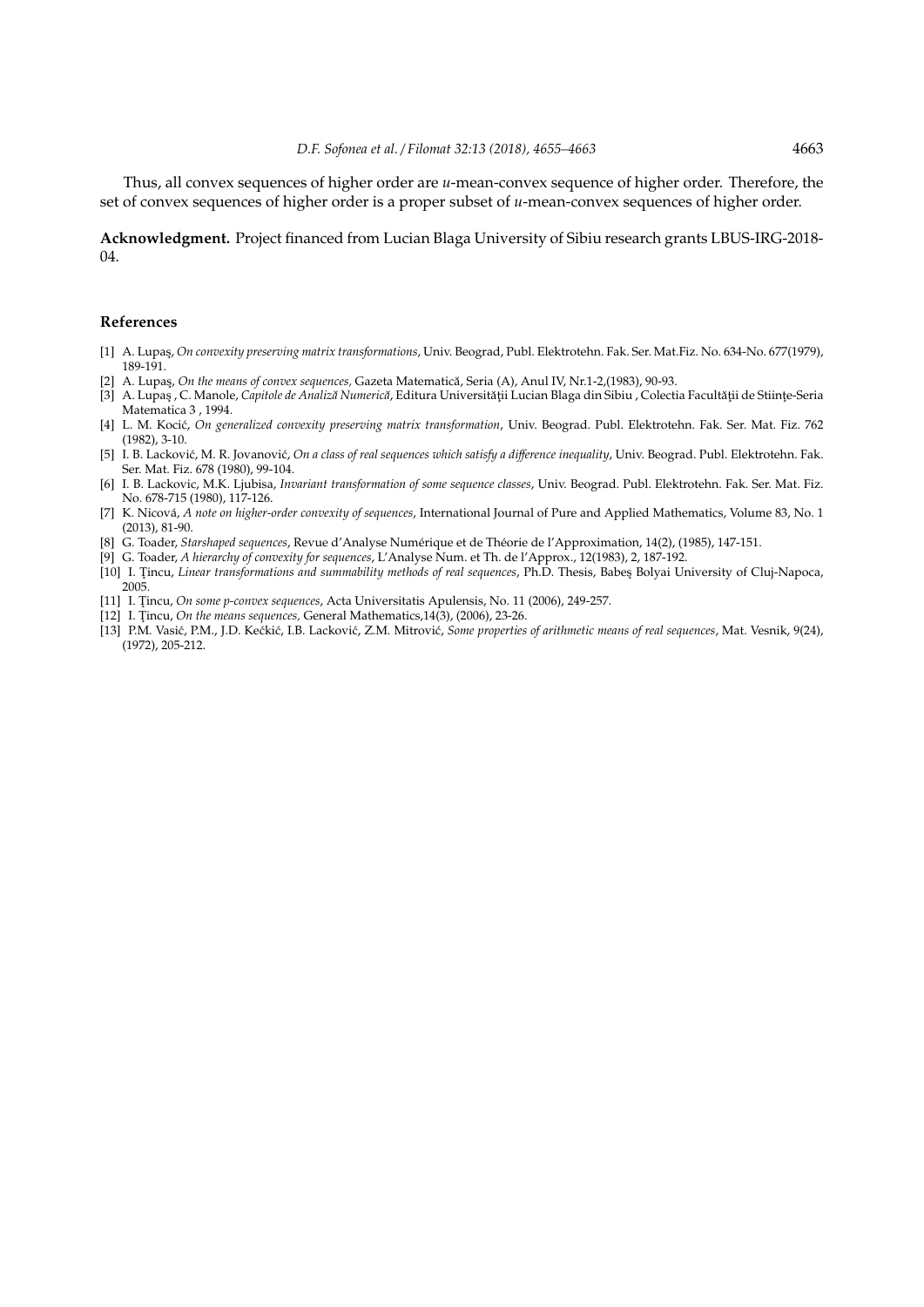Thus, all convex sequences of higher order are $u$-mean-convex sequence of higher order. Therefore, the set of convex sequences of higher order is a proper subset of $u$-mean-convex sequences of higher order.

**Acknowledgment.** Project financed from Lucian Blaga University of Sibiu research grants LBUS-IRG-2018-04.

## References

[1] A. Lupaş, *On convexity preserving matrix transformations*, Univ. Beograd, Publ. Elektrotehn. Fak. Ser. Mat.Fiz. No. 634-No. 677(1979), 189-191.

[2] A. Lupaş, *On the means of convex sequences,* Gazeta Matematică, Seria (A), Anul IV, Nr.1-2,(1983), 90-93.

[3] A. Lupaş , C. Manole, *Capitole de Analiză Numerică*, Editura Universităţii Lucian Blaga din Sibiu , Colectia Facultăţii de Stiinţe-Seria Matematica 3 , 1994.

[4] L. M. Kocić, *On generalized convexity preserving matrix transformation*, Univ. Beograd. Publ. Elektrotehn. Fak. Ser. Mat. Fiz. 762 (1982), 3-10.

[5] I. B. Lacković, M. R. Jovanović, *On a class of real sequences which satisfy a difference inequality*, Univ. Beograd. Publ. Elektrotehn. Fak. Ser. Mat. Fiz. 678 (1980), 99-104.

[6] I. B. Lackovic, M.K. Ljubisa, *Invariant transformation of some sequence classes*, Univ. Beograd. Publ. Elektrotehn. Fak. Ser. Mat. Fiz. No. 678-715 (1980), 117-126.

[7] K. Nicová, *A note on higher-order convexity of sequences*, International Journal of Pure and Applied Mathematics, Volume 83, No. 1 (2013), 81-90.

[8] G. Toader, *Starshaped sequences*, Revue d'Analyse Numérique et de Théorie de l'Approximation, 14(2), (1985), 147-151.

[9] G. Toader, *A hierarchy of convexity for sequences*, L'Analyse Num. et Th. de l'Approx., 12(1983), 2, 187-192.

[10] I. Ţincu, *Linear transformations and summability methods of real sequences*, Ph.D. Thesis, Babeş Bolyai University of Cluj-Napoca, 2005.

[11] I. Ţincu, *On some p-convex sequences*, Acta Universitatis Apulensis, No. 11 (2006), 249-257.

[12] I. Ţincu, *On the means sequences,* General Mathematics,14(3), (2006), 23-26.

[13] P.M. Vasić, P.M., J.D. Kećkić, I.B. Lacković, Z.M. Mitrović, *Some properties of arithmetic means of real sequences*, Mat. Vesnik, 9(24), (1972), 205-212.